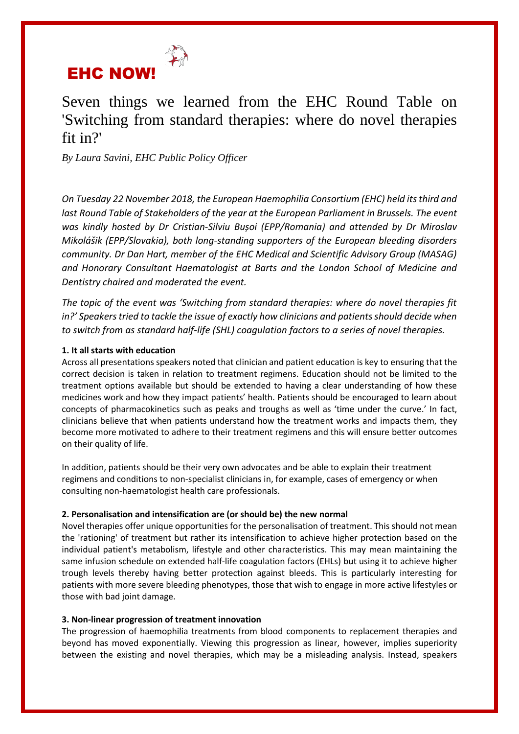**EHC NOW!**

# Seven things we learned from the EHC Round Table on 'Switching from standard therapies: where do novel therapies fit in?'

*By Laura Savini, EHC Public Policy Officer*

*On Tuesday 22 November 2018, the European Haemophilia Consortium (EHC) held its third and last Round Table of Stakeholders of the year at the European Parliament in Brussels. The event was kindly hosted by Dr Cristian-Silviu Bușoi (EPP/Romania) and attended by Dr Miroslav Mikolášik (EPP/Slovakia), both long-standing supporters of the European bleeding disorders community. Dr Dan Hart, member of the EHC Medical and Scientific Advisory Group (MASAG) and Honorary Consultant Haematologist at Barts and the London School of Medicine and Dentistry chaired and moderated the event.*

*The topic of the event was 'Switching from standard therapies: where do novel therapies fit in?' Speakers tried to tackle the issue of exactly how clinicians and patients should decide when to switch from as standard half-life (SHL) coagulation factors to a series of novel therapies.*

**1. It all starts with education**

Across all presentations speakers noted that clinician and patient education is key to ensuring that the correct decision is taken in relation to treatment regimens. Education should not be limited to the treatment options available but should be extended to having a clear understanding of how these medicines work and how they impact patients' health. Patients should be encouraged to learn about concepts of pharmacokinetics such as peaks and troughs as well as 'time under the curve.' In fact, clinicians believe that when patients understand how the treatment works and impacts them, they become more motivated to adhere to their treatment regimens and this will ensure better outcomes on their quality of life.

In addition, patients should be their very own advocates and be able to explain their treatment regimens and conditions to non-specialist clinicians in, for example, cases of emergency or when consulting non-haematologist health care professionals.

**2. Personalisation and intensification are (or should be) the new normal**

Novel therapies offer unique opportunities for the personalisation of treatment. This should not mean the 'rationing' of treatment but rather its intensification to achieve higher protection based on the individual patient's metabolism, lifestyle and other characteristics. This may mean maintaining the same infusion schedule on extended half-life coagulation factors (EHLs) but using it to achieve higher trough levels thereby having better protection against bleeds. This is particularly interesting for patients with more severe bleeding phenotypes, those that wish to engage in more active lifestyles or those with bad joint damage.

**3. Non-linear progression of treatment innovation**

The progression of haemophilia treatments from blood components to replacement therapies and beyond has moved exponentially. Viewing this progression as linear, however, implies superiority between the existing and novel therapies, which may be a misleading analysis. Instead, speakers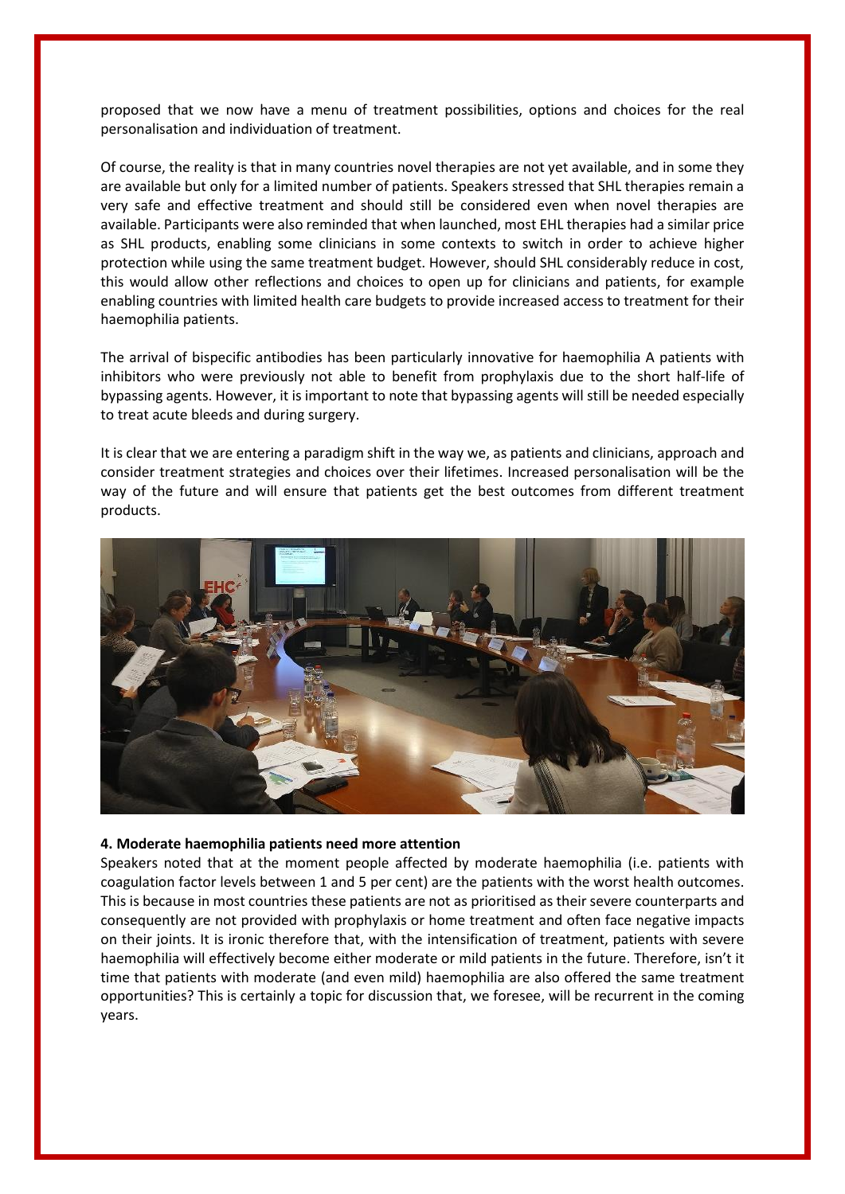proposed that we now have a menu of treatment possibilities, options and choices for the real personalisation and individuation of treatment.

Of course, the reality is that in many countries novel therapies are not yet available, and in some they are available but only for a limited number of patients. Speakers stressed that SHL therapies remain a very safe and effective treatment and should still be considered even when novel therapies are available. Participants were also reminded that when launched, most EHL therapies had a similar price as SHL products, enabling some clinicians in some contexts to switch in order to achieve higher protection while using the same treatment budget. However, should SHL considerably reduce in cost, this would allow other reflections and choices to open up for clinicians and patients, for example enabling countries with limited health care budgets to provide increased access to treatment for their haemophilia patients.

The arrival of bispecific antibodies has been particularly innovative for haemophilia A patients with inhibitors who were previously not able to benefit from prophylaxis due to the short half-life of bypassing agents. However, it is important to note that bypassing agents will still be needed especially to treat acute bleeds and during surgery.

It is clear that we are entering a paradigm shift in the way we, as patients and clinicians, approach and consider treatment strategies and choices over their lifetimes. Increased personalisation will be the way of the future and will ensure that patients get the best outcomes from different treatment products.

**4. Moderate haemophilia patients need more attention**

Speakers noted that at the moment people affected by moderate haemophilia (i.e. patients with coagulation factor levels between 1 and 5 per cent) are the patients with the worst health outcomes. This is because in most countries these patients are not as prioritised as their severe counterparts and consequently are not provided with prophylaxis or home treatment and often face negative impacts on their joints. It is ironic therefore that, with the intensification of treatment, patients with severe haemophilia will effectively become either moderate or mild patients in the future. Therefore, isn't it time that patients with moderate (and even mild) haemophilia are also offered the same treatment opportunities? This is certainly a topic for discussion that, we foresee, will be recurrent in the coming years.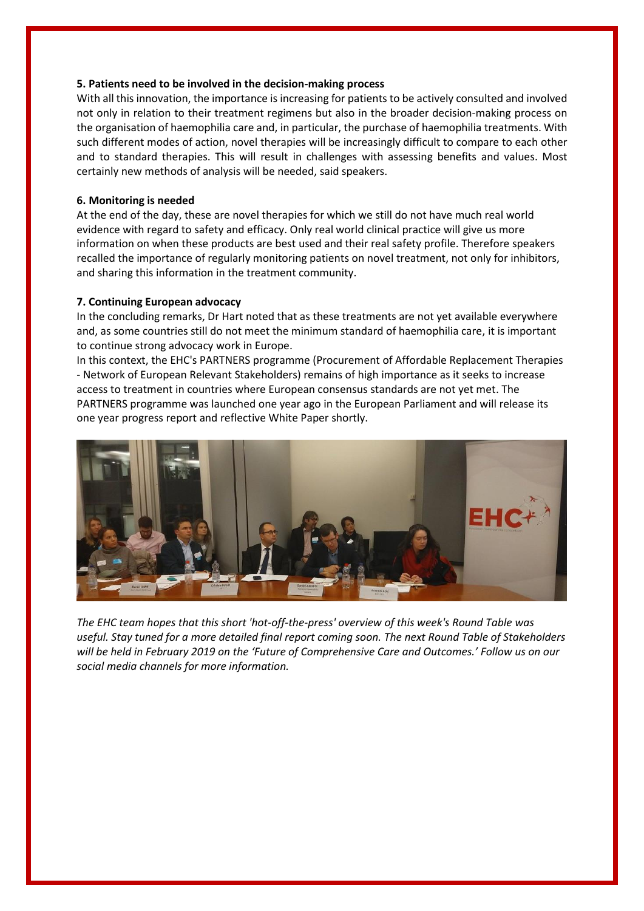**5. Patients need to be involved in the decision-making process**

With all this innovation, the importance is increasing for patients to be actively consulted and involved not only in relation to their treatment regimens but also in the broader decision-making process on the organisation of haemophilia care and, in particular, the purchase of haemophilia treatments. With such different modes of action, novel therapies will be increasingly difficult to compare to each other and to standard therapies. This will result in challenges with assessing benefits and values. Most certainly new methods of analysis will be needed, said speakers.

**6. Monitoring is needed**

At the end of the day, these are novel therapies for which we still do not have much real world evidence with regard to safety and efficacy. Only real world clinical practice will give us more information on when these products are best used and their real safety profile. Therefore speakers recalled the importance of regularly monitoring patients on novel treatment, not only for inhibitors, and sharing this information in the treatment community.

**7. Continuing European advocacy**

In the concluding remarks, Dr Hart noted that as these treatments are not yet available everywhere and, as some countries still do not meet the minimum standard of haemophilia care, it is important to continue strong advocacy work in Europe.

In this context, the EHC's PARTNERS programme (Procurement of Affordable Replacement Therapies - Network of European Relevant Stakeholders) remains of high importance as it seeks to increase access to treatment in countries where European consensus standards are not yet met. The PARTNERS programme was launched one year ago in the European Parliament and will release its one year progress report and reflective White Paper shortly.

*The EHC team hopes that this short 'hot-off-the-press' overview of this week's Round Table was useful. Stay tuned for a more detailed final report coming soon. The next Round Table of Stakeholders will be held in February 2019 on the 'Future of Comprehensive Care and Outcomes.' Follow us on our social media channels for more information.*